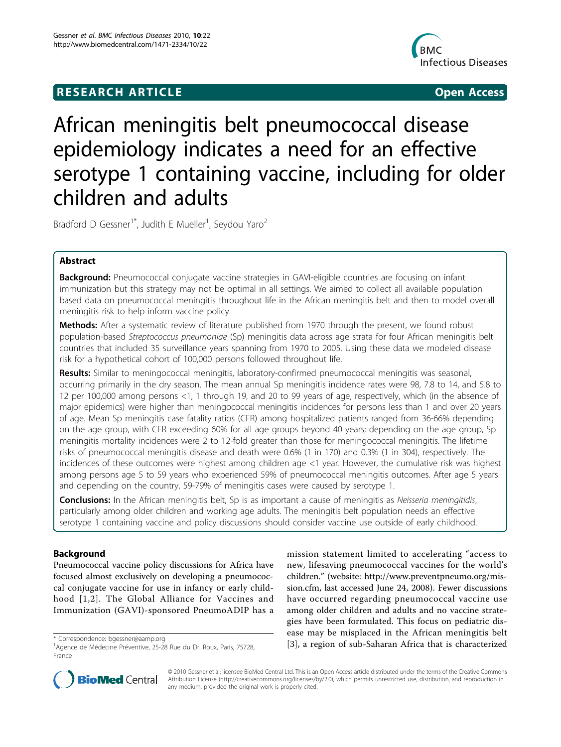**RESEARCH ARTICLE** **Open Access**

# African meningitis belt pneumococcal disease epidemiology indicates a need for an effective serotype 1 containing vaccine, including for older children and adults

Bradford D Gessner[1*], Judith E Mueller[1], Seydou Yaro[2]

## Abstract

**Background:** Pneumococcal conjugate vaccine strategies in GAVI-eligible countries are focusing on infant immunization but this strategy may not be optimal in all settings. We aimed to collect all available population based data on pneumococcal meningitis throughout life in the African meningitis belt and then to model overall meningitis risk to help inform vaccine policy.

**Methods:** After a systematic review of literature published from 1970 through the present, we found robust population-based *Streptococcus pneumoniae* (Sp) meningitis data across age strata for four African meningitis belt countries that included 35 surveillance years spanning from 1970 to 2005. Using these data we modeled disease risk for a hypothetical cohort of 100,000 persons followed throughout life.

**Results:** Similar to meningococcal meningitis, laboratory-confirmed pneumococcal meningitis was seasonal, occurring primarily in the dry season. The mean annual Sp meningitis incidence rates were 98, 7.8 to 14, and 5.8 to 12 per 100,000 among persons <1, 1 through 19, and 20 to 99 years of age, respectively, which (in the absence of major epidemics) were higher than meningococcal meningitis incidences for persons less than 1 and over 20 years of age. Mean Sp meningitis case fatality ratios (CFR) among hospitalized patients ranged from 36-66% depending on the age group, with CFR exceeding 60% for all age groups beyond 40 years; depending on the age group, Sp meningitis mortality incidences were 2 to 12-fold greater than those for meningococcal meningitis. The lifetime risks of pneumococcal meningitis disease and death were 0.6% (1 in 170) and 0.3% (1 in 304), respectively. The incidences of these outcomes were highest among children age <1 year. However, the cumulative risk was highest among persons age 5 to 59 years who experienced 59% of pneumococcal meningitis outcomes. After age 5 years and depending on the country, 59-79% of meningitis cases were caused by serotype 1.

**Conclusions:** In the African meningitis belt, Sp is as important a cause of meningitis as *Neisseria meningitidis*, particularly among older children and working age adults. The meningitis belt population needs an effective serotype 1 containing vaccine and policy discussions should consider vaccine use outside of early childhood.

## Background

Pneumococcal vaccine policy discussions for Africa have focused almost exclusively on developing a pneumococcal conjugate vaccine for use in infancy or early childhood [1,2]. The Global Alliance for Vaccines and Immunization (GAVI)-sponsored PneumoADIP has a mission statement limited to accelerating "access to new, lifesaving pneumococcal vaccines for the world's children." (website: http://www.preventpneumo.org/mission.cfm, last accessed June 24, 2008). Fewer discussions have occurred regarding pneumococcal vaccine use among older children and adults and no vaccine strategies have been formulated. This focus on pediatric disease may be misplaced in the African meningitis belt [3], a region of sub-Saharan Africa that is characterized

\* Correspondence: bgessner@aamp.org
[1]Agence de Médecine Préventive, 25-28 Rue du Dr. Roux, Paris, 75728, France

© 2010 Gessner et al; licensee BioMed Central Ltd. This is an Open Access article distributed under the terms of the Creative Commons Attribution License (http://creativecommons.org/licenses/by/2.0), which permits unrestricted use, distribution, and reproduction in any medium, provided the original work is properly cited.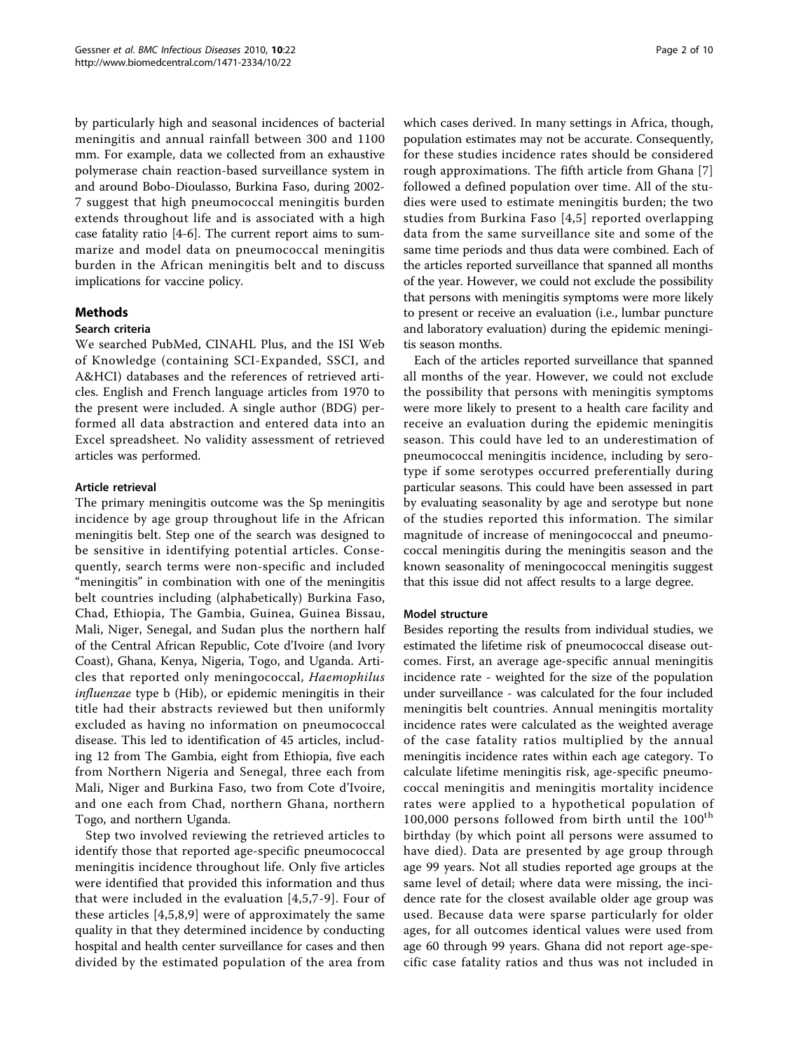by particularly high and seasonal incidences of bacterial meningitis and annual rainfall between 300 and 1100 mm. For example, data we collected from an exhaustive polymerase chain reaction-based surveillance system in and around Bobo-Dioulasso, Burkina Faso, during 2002-7 suggest that high pneumococcal meningitis burden extends throughout life and is associated with a high case fatality ratio [4-6]. The current report aims to summarize and model data on pneumococcal meningitis burden in the African meningitis belt and to discuss implications for vaccine policy.

## Methods

### Search criteria

We searched PubMed, CINAHL Plus, and the ISI Web of Knowledge (containing SCI-Expanded, SSCI, and A&HCI) databases and the references of retrieved articles. English and French language articles from 1970 to the present were included. A single author (BDG) performed all data abstraction and entered data into an Excel spreadsheet. No validity assessment of retrieved articles was performed.

#### Article retrieval

The primary meningitis outcome was the Sp meningitis incidence by age group throughout life in the African meningitis belt. Step one of the search was designed to be sensitive in identifying potential articles. Consequently, search terms were non-specific and included "meningitis" in combination with one of the meningitis belt countries including (alphabetically) Burkina Faso, Chad, Ethiopia, The Gambia, Guinea, Guinea Bissau, Mali, Niger, Senegal, and Sudan plus the northern half of the Central African Republic, Cote d'Ivoire (and Ivory Coast), Ghana, Kenya, Nigeria, Togo, and Uganda. Articles that reported only meningococcal, *Haemophilus influenzae* type b (Hib), or epidemic meningitis in their title had their abstracts reviewed but then uniformly excluded as having no information on pneumococcal disease. This led to identification of 45 articles, including 12 from The Gambia, eight from Ethiopia, five each from Northern Nigeria and Senegal, three each from Mali, Niger and Burkina Faso, two from Cote d'Ivoire, and one each from Chad, northern Ghana, northern Togo, and northern Uganda.

Step two involved reviewing the retrieved articles to identify those that reported age-specific pneumococcal meningitis incidence throughout life. Only five articles were identified that provided this information and thus that were included in the evaluation [4,5,7-9]. Four of these articles [4,5,8,9] were of approximately the same quality in that they determined incidence by conducting hospital and health center surveillance for cases and then divided by the estimated population of the area from which cases derived. In many settings in Africa, though, population estimates may not be accurate. Consequently, for these studies incidence rates should be considered rough approximations. The fifth article from Ghana [7] followed a defined population over time. All of the studies were used to estimate meningitis burden; the two studies from Burkina Faso [4,5] reported overlapping data from the same surveillance site and some of the same time periods and thus data were combined. Each of the articles reported surveillance that spanned all months of the year. However, we could not exclude the possibility that persons with meningitis symptoms were more likely to present or receive an evaluation (i.e., lumbar puncture and laboratory evaluation) during the epidemic meningitis season months.

Each of the articles reported surveillance that spanned all months of the year. However, we could not exclude the possibility that persons with meningitis symptoms were more likely to present to a health care facility and receive an evaluation during the epidemic meningitis season. This could have led to an underestimation of pneumococcal meningitis incidence, including by serotype if some serotypes occurred preferentially during particular seasons. This could have been assessed in part by evaluating seasonality by age and serotype but none of the studies reported this information. The similar magnitude of increase of meningococcal and pneumococcal meningitis during the meningitis season and the known seasonality of meningococcal meningitis suggest that this issue did not affect results to a large degree.

#### Model structure

Besides reporting the results from individual studies, we estimated the lifetime risk of pneumococcal disease outcomes. First, an average age-specific annual meningitis incidence rate - weighted for the size of the population under surveillance - was calculated for the four included meningitis belt countries. Annual meningitis mortality incidence rates were calculated as the weighted average of the case fatality ratios multiplied by the annual meningitis incidence rates within each age category. To calculate lifetime meningitis risk, age-specific pneumococcal meningitis and meningitis mortality incidence rates were applied to a hypothetical population of 100,000 persons followed from birth until the 100$^{th}$ birthday (by which point all persons were assumed to have died). Data are presented by age group through age 99 years. Not all studies reported age groups at the same level of detail; where data were missing, the incidence rate for the closest available older age group was used. Because data were sparse particularly for older ages, for all outcomes identical values were used from age 60 through 99 years. Ghana did not report age-specific case fatality ratios and thus was not included in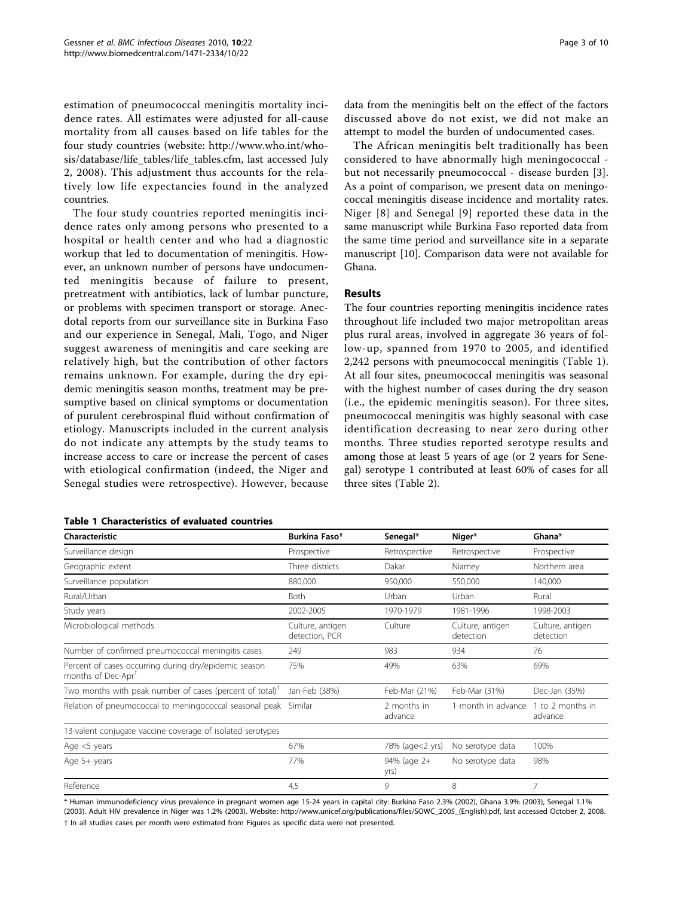estimation of pneumococcal meningitis mortality incidence rates. All estimates were adjusted for all-cause mortality from all causes based on life tables for the four study countries (website: http://www.who.int/whosis/database/life_tables/life_tables.cfm, last accessed July 2, 2008). This adjustment thus accounts for the relatively low life expectancies found in the analyzed countries.

The four study countries reported meningitis incidence rates only among persons who presented to a hospital or health center and who had a diagnostic workup that led to documentation of meningitis. However, an unknown number of persons have undocumented meningitis because of failure to present, pretreatment with antibiotics, lack of lumbar puncture, or problems with specimen transport or storage. Anecdotal reports from our surveillance site in Burkina Faso and our experience in Senegal, Mali, Togo, and Niger suggest awareness of meningitis and care seeking are relatively high, but the contribution of other factors remains unknown. For example, during the dry epidemic meningitis season months, treatment may be presumptive based on clinical symptoms or documentation of purulent cerebrospinal fluid without confirmation of etiology. Manuscripts included in the current analysis do not indicate any attempts by the study teams to increase access to care or increase the percent of cases with etiological confirmation (indeed, the Niger and Senegal studies were retrospective). However, because data from the meningitis belt on the effect of the factors discussed above do not exist, we did not make an attempt to model the burden of undocumented cases.

The African meningitis belt traditionally has been considered to have abnormally high meningococcal - but not necessarily pneumococcal - disease burden [3]. As a point of comparison, we present data on meningococcal meningitis disease incidence and mortality rates. Niger [8] and Senegal [9] reported these data in the same manuscript while Burkina Faso reported data from the same time period and surveillance site in a separate manuscript [10]. Comparison data were not available for Ghana.

## Results

The four countries reporting meningitis incidence rates throughout life included two major metropolitan areas plus rural areas, involved in aggregate 36 years of follow-up, spanned from 1970 to 2005, and identified 2,242 persons with pneumococcal meningitis (Table 1). At all four sites, pneumococcal meningitis was seasonal with the highest number of cases during the dry season (i.e., the epidemic meningitis season). For three sites, pneumococcal meningitis was highly seasonal with case identification decreasing to near zero during other months. Three studies reported serotype results and among those at least 5 years of age (or 2 years for Senegal) serotype 1 contributed at least 60% of cases for all three sites (Table 2).

**Table 1 Characteristics of evaluated countries**

| Characteristic | Burkina Faso* | Senegal* | Niger* | Ghana* |
|---|---|---|---|---|
| Surveillance design | Prospective | Retrospective | Retrospective | Prospective |
| Geographic extent | Three districts | Dakar | Niamey | Northern area |
| Surveillance population | 880,000 | 950,000 | 550,000 | 140,000 |
| Rural/Urban | Both | Urban | Urban | Rural |
| Study years | 2002-2005 | 1970-1979 | 1981-1996 | 1998-2003 |
| Microbiological methods | Culture, antigen detection, PCR | Culture | Culture, antigen detection | Culture, antigen detection |
| Number of confirmed pneumococcal meningitis cases | 249 | 983 | 934 | 76 |
| Percent of cases occurring during dry/epidemic season months of Dec-Apr† | 75% | 49% | 63% | 69% |
| Two months with peak number of cases (percent of total)† | Jan-Feb (38%) | Feb-Mar (21%) | Feb-Mar (31%) | Dec-Jan (35%) |
| Relation of pneumococcal to meningococcal seasonal peak | Similar | 2 months in advance | 1 month in advance | 1 to 2 months in advance |
| 13-valent conjugate vaccine coverage of isolated serotypes | | | | |
| Age <5 years | 67% | 78% (age<2 yrs) | No serotype data | 100% |
| Age 5+ years | 77% | 94% (age 2+ yrs) | No serotype data | 98% |
| Reference | 4,5 | 9 | 8 | 7 |

\* Human immunodeficiency virus prevalence in pregnant women age 15-24 years in capital city: Burkina Faso 2.3% (2002), Ghana 3.9% (2003), Senegal 1.1% (2003). Adult HIV prevalence in Niger was 1.2% (2003). Website: http://www.unicef.org/publications/files/SOWC_2005_(English).pdf, last accessed October 2, 2008.

† In all studies cases per month were estimated from Figures as specific data were not presented.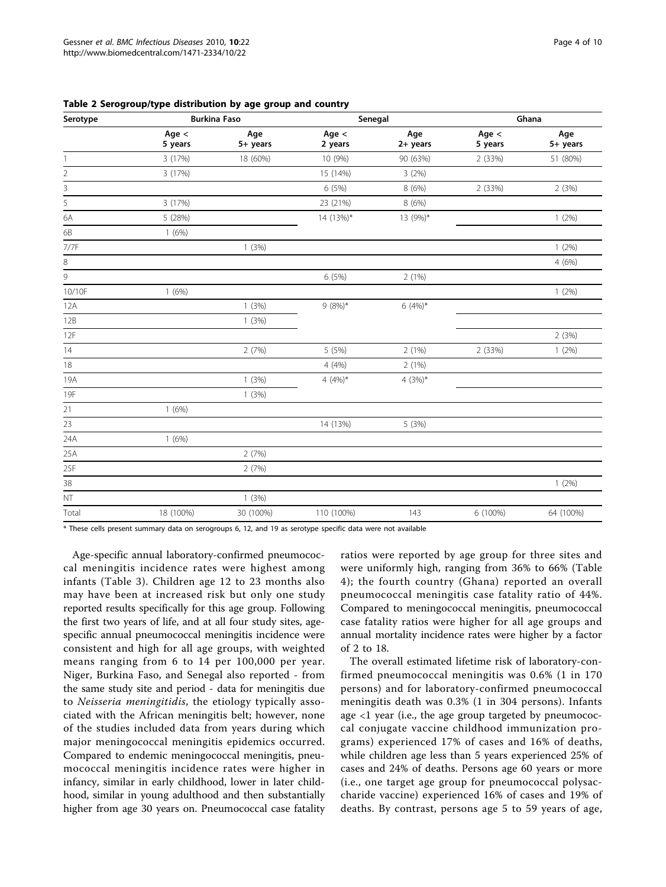**Table 2 Serogroup/type distribution by age group and country**

| Serotype | Burkina Faso | | Senegal | | Ghana | |
|---|---|---|---|---|---|---|
| | Age < 5 years | Age 5+ years | Age < 2 years | Age 2+ years | Age < 5 years | Age 5+ years |
| 1 | 3 (17%) | 18 (60%) | 10 (9%) | 90 (63%) | 2 (33%) | 51 (80%) |
| 2 | 3 (17%) | | 15 (14%) | 3 (2%) | | |
| 3 | | | 6 (5%) | 8 (6%) | 2 (33%) | 2 (3%) |
| 5 | 3 (17%) | | 23 (21%) | 8 (6%) | | |
| 6A | 5 (28%) | | 14 (13%)* | 13 (9%)* | | 1 (2%) |
| 6B | 1 (6%) | | | | | |
| 7/7F | | 1 (3%) | | | | 1 (2%) |
| 8 | | | | | | 4 (6%) |
| 9 | | | 6 (5%) | 2 (1%) | | |
| 10/10F | 1 (6%) | | | | | 1 (2%) |
| 12A | | 1 (3%) | 9 (8%)* | 6 (4%)* | | |
| 12B | | 1 (3%) | | | | |
| 12F | | | | | | 2 (3%) |
| 14 | | 2 (7%) | 5 (5%) | 2 (1%) | 2 (33%) | 1 (2%) |
| 18 | | | 4 (4%) | 2 (1%) | | |
| 19A | | 1 (3%) | 4 (4%)* | 4 (3%)* | | |
| 19F | | 1 (3%) | | | | |
| 21 | 1 (6%) | | | | | |
| 23 | | | 14 (13%) | 5 (3%) | | |
| 24A | 1 (6%) | | | | | |
| 25A | | 2 (7%) | | | | |
| 25F | | 2 (7%) | | | | |
| 38 | | | | | | 1 (2%) |
| NT | | 1 (3%) | | | | |
| Total | 18 (100%) | 30 (100%) | 110 (100%) | 143 | 6 (100%) | 64 (100%) |

* These cells present summary data on serogroups 6, 12, and 19 as serotype specific data were not available

Age-specific annual laboratory-confirmed pneumococcal meningitis incidence rates were highest among infants (Table 3). Children age 12 to 23 months also may have been at increased risk but only one study reported results specifically for this age group. Following the first two years of life, and at all four study sites, age-specific annual pneumococcal meningitis incidence were consistent and high for all age groups, with weighted means ranging from 6 to 14 per 100,000 per year. Niger, Burkina Faso, and Senegal also reported - from the same study site and period - data for meningitis due to *Neisseria meningitidis*, the etiology typically associated with the African meningitis belt; however, none of the studies included data from years during which major meningococcal meningitis epidemics occurred. Compared to endemic meningococcal meningitis, pneumococcal meningitis incidence rates were higher in infancy, similar in early childhood, lower in later childhood, similar in young adulthood and then substantially higher from age 30 years on. Pneumococcal case fatality ratios were reported by age group for three sites and were uniformly high, ranging from 36% to 66% (Table 4); the fourth country (Ghana) reported an overall pneumococcal meningitis case fatality ratio of 44%. Compared to meningococcal meningitis, pneumococcal case fatality ratios were higher for all age groups and annual mortality incidence rates were higher by a factor of 2 to 18.

The overall estimated lifetime risk of laboratory-confirmed pneumococcal meningitis was 0.6% (1 in 170 persons) and for laboratory-confirmed pneumococcal meningitis death was 0.3% (1 in 304 persons). Infants age <1 year (i.e., the age group targeted by pneumococcal conjugate vaccine childhood immunization programs) experienced 17% of cases and 16% of deaths, while children age less than 5 years experienced 25% of cases and 24% of deaths. Persons age 60 years or more (i.e., one target age group for pneumococcal polysaccharide vaccine) experienced 16% of cases and 19% of deaths. By contrast, persons age 5 to 59 years of age,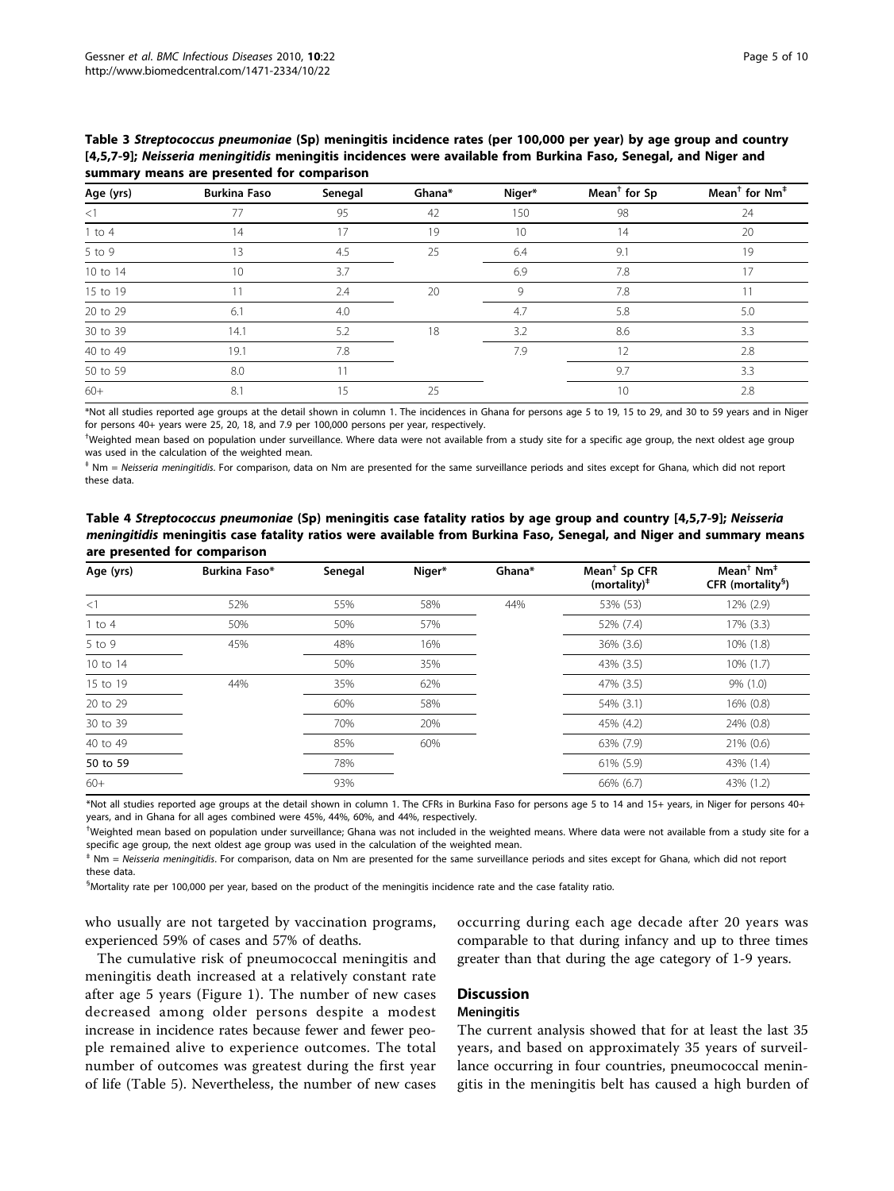**Table 3 *Streptococcus pneumoniae* (Sp) meningitis incidence rates (per 100,000 per year) by age group and country [4,5,7-9]; *Neisseria meningitidis* meningitis incidences were available from Burkina Faso, Senegal, and Niger and summary means are presented for comparison**

| Age (yrs) | Burkina Faso | Senegal | Ghana* | Niger* | Mean† for Sp | Mean† for Nm‡ |
|---|---|---|---|---|---|---|
| <1 | 77 | 95 | 42 | 150 | 98 | 24 |
| 1 to 4 | 14 | 17 | 19 | 10 | 14 | 20 |
| 5 to 9 | 13 | 4.5 | 25 | 6.4 | 9.1 | 19 |
| 10 to 14 | 10 | 3.7 | | 6.9 | 7.8 | 17 |
| 15 to 19 | 11 | 2.4 | 20 | 9 | 7.8 | 11 |
| 20 to 29 | 6.1 | 4.0 | | 4.7 | 5.8 | 5.0 |
| 30 to 39 | 14.1 | 5.2 | 18 | 3.2 | 8.6 | 3.3 |
| 40 to 49 | 19.1 | 7.8 | | 7.9 | 12 | 2.8 |
| 50 to 59 | 8.0 | 11 | | | 9.7 | 3.3 |
| 60+ | 8.1 | 15 | 25 | | 10 | 2.8 |

*Not all studies reported age groups at the detail shown in column 1. The incidences in Ghana for persons age 5 to 19, 15 to 29, and 30 to 59 years and in Niger for persons 40+ years were 25, 20, 18, and 7.9 per 100,000 persons per year, respectively.

†Weighted mean based on population under surveillance. Where data were not available from a study site for a specific age group, the next oldest age group was used in the calculation of the weighted mean.

‡ Nm = *Neisseria meningitidis*. For comparison, data on Nm are presented for the same surveillance periods and sites except for Ghana, which did not report these data.

**Table 4 *Streptococcus pneumoniae* (Sp) meningitis case fatality ratios by age group and country [4,5,7-9]; *Neisseria meningitidis* meningitis case fatality ratios were available from Burkina Faso, Senegal, and Niger and summary means are presented for comparison**

| Age (yrs) | Burkina Faso* | Senegal | Niger* | Ghana* | Mean† Sp CFR (mortality)‡ | Mean† Nm‡ CFR (mortality§) |
|---|---|---|---|---|---|---|
| <1 | 52% | 55% | 58% | 44% | 53% (53) | 12% (2.9) |
| 1 to 4 | 50% | 50% | 57% | | 52% (7.4) | 17% (3.3) |
| 5 to 9 | 45% | 48% | 16% | | 36% (3.6) | 10% (1.8) |
| 10 to 14 | | 50% | 35% | | 43% (3.5) | 10% (1.7) |
| 15 to 19 | 44% | 35% | 62% | | 47% (3.5) | 9% (1.0) |
| 20 to 29 | | 60% | 58% | | 54% (3.1) | 16% (0.8) |
| 30 to 39 | | 70% | 20% | | 45% (4.2) | 24% (0.8) |
| 40 to 49 | | 85% | 60% | | 63% (7.9) | 21% (0.6) |
| 50 to 59 | | 78% | | | 61% (5.9) | 43% (1.4) |
| 60+ | | 93% | | | 66% (6.7) | 43% (1.2) |

*Not all studies reported age groups at the detail shown in column 1. The CFRs in Burkina Faso for persons age 5 to 14 and 15+ years, in Niger for persons 40+ years, and in Ghana for all ages combined were 45%, 44%, 60%, and 44%, respectively.

†Weighted mean based on population under surveillance; Ghana was not included in the weighted means. Where data were not available from a study site for a specific age group, the next oldest age group was used in the calculation of the weighted mean.

‡ Nm = *Neisseria meningitidis*. For comparison, data on Nm are presented for the same surveillance periods and sites except for Ghana, which did not report these data.

§Mortality rate per 100,000 per year, based on the product of the meningitis incidence rate and the case fatality ratio.

who usually are not targeted by vaccination programs, experienced 59% of cases and 57% of deaths.

The cumulative risk of pneumococcal meningitis and meningitis death increased at a relatively constant rate after age 5 years (Figure 1). The number of new cases decreased among older persons despite a modest increase in incidence rates because fewer and fewer people remained alive to experience outcomes. The total number of outcomes was greatest during the first year of life (Table 5). Nevertheless, the number of new cases occurring during each age decade after 20 years was comparable to that during infancy and up to three times greater than that during the age category of 1-9 years.

## Discussion

### Meningitis

The current analysis showed that for at least the last 35 years, and based on approximately 35 years of surveillance occurring in four countries, pneumococcal meningitis in the meningitis belt has caused a high burden of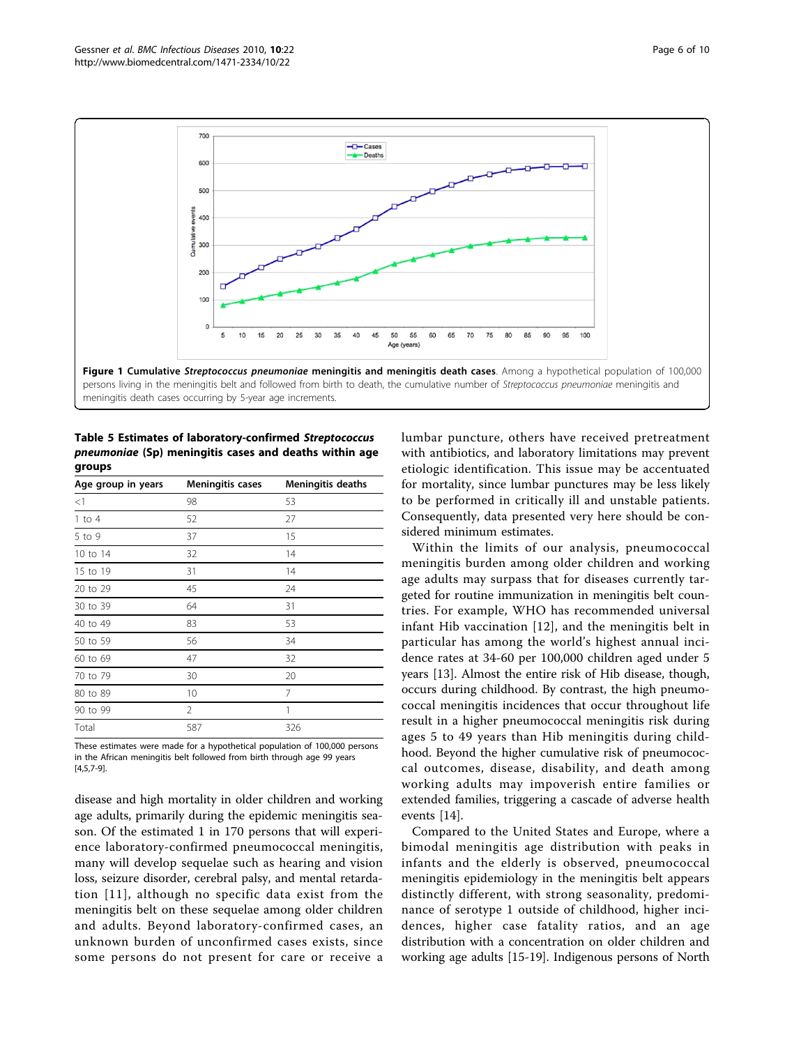**Figure 1 Cumulative *Streptococcus pneumoniae* meningitis and meningitis death cases**. Among a hypothetical population of 100,000 persons living in the meningitis belt and followed from birth to death, the cumulative number of *Streptococcus pneumoniae* meningitis and meningitis death cases occurring by 5-year age increments.

**Table 5 Estimates of laboratory-confirmed *Streptococcus pneumoniae* (Sp) meningitis cases and deaths within age groups**

| Age group in years | Meningitis cases | Meningitis deaths |
|---|---|---|
| <1 | 98 | 53 |
| 1 to 4 | 52 | 27 |
| 5 to 9 | 37 | 15 |
| 10 to 14 | 32 | 14 |
| 15 to 19 | 31 | 14 |
| 20 to 29 | 45 | 24 |
| 30 to 39 | 64 | 31 |
| 40 to 49 | 83 | 53 |
| 50 to 59 | 56 | 34 |
| 60 to 69 | 47 | 32 |
| 70 to 79 | 30 | 20 |
| 80 to 89 | 10 | 7 |
| 90 to 99 | 2 | 1 |
| Total | 587 | 326 |

These estimates were made for a hypothetical population of 100,000 persons in the African meningitis belt followed from birth through age 99 years [4,5,7-9].

disease and high mortality in older children and working age adults, primarily during the epidemic meningitis season. Of the estimated 1 in 170 persons that will experience laboratory-confirmed pneumococcal meningitis, many will develop sequelae such as hearing and vision loss, seizure disorder, cerebral palsy, and mental retardation [11], although no specific data exist from the meningitis belt on these sequelae among older children and adults. Beyond laboratory-confirmed cases, an unknown burden of unconfirmed cases exists, since some persons do not present for care or receive a lumbar puncture, others have received pretreatment with antibiotics, and laboratory limitations may prevent etiologic identification. This issue may be accentuated for mortality, since lumbar punctures may be less likely to be performed in critically ill and unstable patients. Consequently, data presented very here should be considered minimum estimates.

Within the limits of our analysis, pneumococcal meningitis burden among older children and working age adults may surpass that for diseases currently targeted for routine immunization in meningitis belt countries. For example, WHO has recommended universal infant Hib vaccination [12], and the meningitis belt in particular has among the world's highest annual incidence rates at 34-60 per 100,000 children aged under 5 years [13]. Almost the entire risk of Hib disease, though, occurs during childhood. By contrast, the high pneumococcal meningitis incidences that occur throughout life result in a higher pneumococcal meningitis risk during ages 5 to 49 years than Hib meningitis during childhood. Beyond the higher cumulative risk of pneumococcal outcomes, disease, disability, and death among working adults may impoverish entire families or extended families, triggering a cascade of adverse health events [14].

Compared to the United States and Europe, where a bimodal meningitis age distribution with peaks in infants and the elderly is observed, pneumococcal meningitis epidemiology in the meningitis belt appears distinctly different, with strong seasonality, predominance of serotype 1 outside of childhood, higher incidences, higher case fatality ratios, and an age distribution with a concentration on older children and working age adults [15-19]. Indigenous persons of North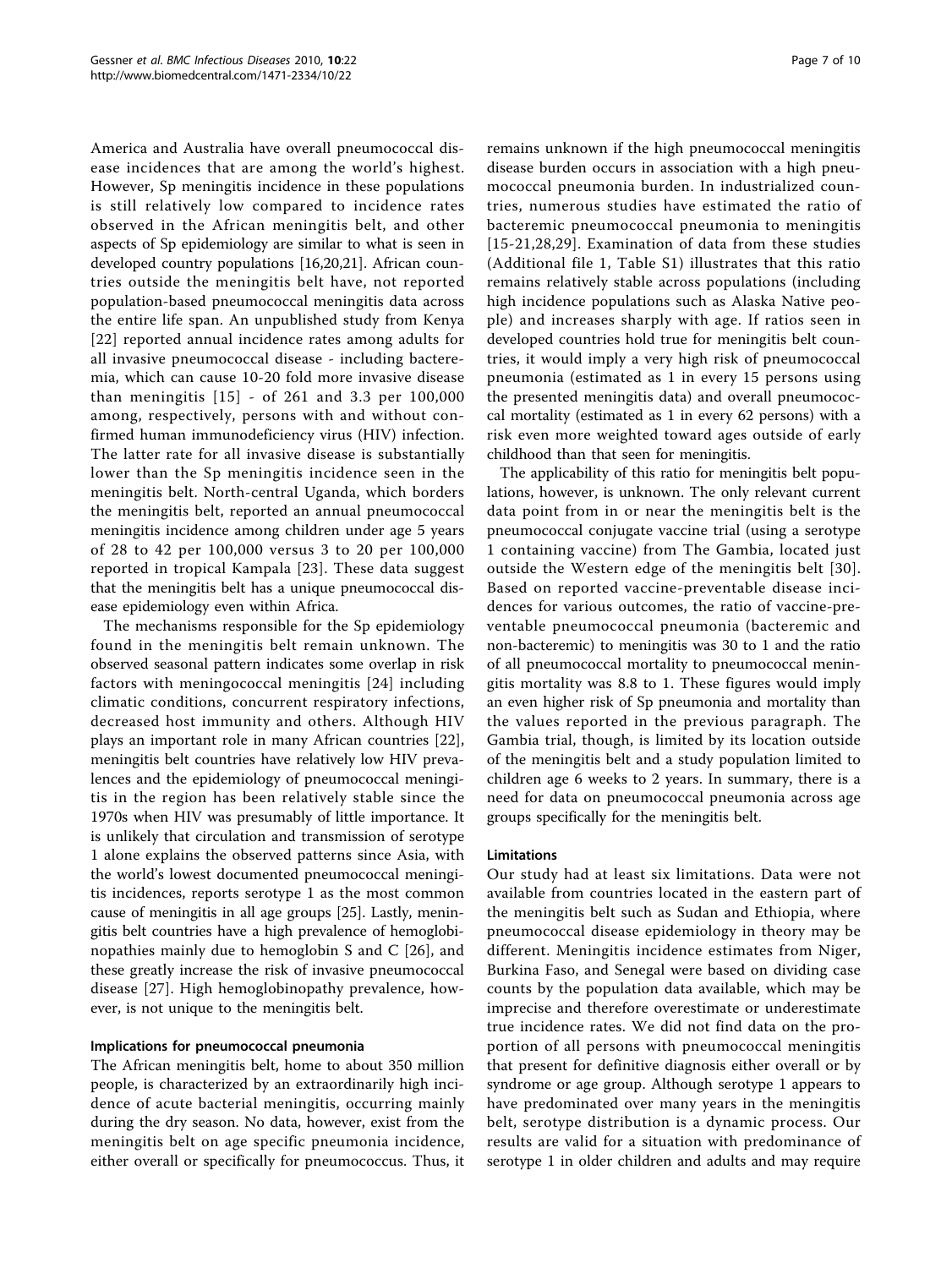America and Australia have overall pneumococcal disease incidences that are among the world's highest. However, Sp meningitis incidence in these populations is still relatively low compared to incidence rates observed in the African meningitis belt, and other aspects of Sp epidemiology are similar to what is seen in developed country populations [16,20,21]. African countries outside the meningitis belt have, not reported population-based pneumococcal meningitis data across the entire life span. An unpublished study from Kenya [22] reported annual incidence rates among adults for all invasive pneumococcal disease - including bacteremia, which can cause 10-20 fold more invasive disease than meningitis [15] - of 261 and 3.3 per 100,000 among, respectively, persons with and without confirmed human immunodeficiency virus (HIV) infection. The latter rate for all invasive disease is substantially lower than the Sp meningitis incidence seen in the meningitis belt. North-central Uganda, which borders the meningitis belt, reported an annual pneumococcal meningitis incidence among children under age 5 years of 28 to 42 per 100,000 versus 3 to 20 per 100,000 reported in tropical Kampala [23]. These data suggest that the meningitis belt has a unique pneumococcal disease epidemiology even within Africa.

The mechanisms responsible for the Sp epidemiology found in the meningitis belt remain unknown. The observed seasonal pattern indicates some overlap in risk factors with meningococcal meningitis [24] including climatic conditions, concurrent respiratory infections, decreased host immunity and others. Although HIV plays an important role in many African countries [22], meningitis belt countries have relatively low HIV prevalences and the epidemiology of pneumococcal meningitis in the region has been relatively stable since the 1970s when HIV was presumably of little importance. It is unlikely that circulation and transmission of serotype 1 alone explains the observed patterns since Asia, with the world's lowest documented pneumococcal meningitis incidences, reports serotype 1 as the most common cause of meningitis in all age groups [25]. Lastly, meningitis belt countries have a high prevalence of hemoglobinopathies mainly due to hemoglobin S and C [26], and these greatly increase the risk of invasive pneumococcal disease [27]. High hemoglobinopathy prevalence, however, is not unique to the meningitis belt.

### Implications for pneumococcal pneumonia

The African meningitis belt, home to about 350 million people, is characterized by an extraordinarily high incidence of acute bacterial meningitis, occurring mainly during the dry season. No data, however, exist from the meningitis belt on age specific pneumonia incidence, either overall or specifically for pneumococcus. Thus, it remains unknown if the high pneumococcal meningitis disease burden occurs in association with a high pneumococcal pneumonia burden. In industrialized countries, numerous studies have estimated the ratio of bacteremic pneumococcal pneumonia to meningitis [15-21,28,29]. Examination of data from these studies (Additional file 1, Table S1) illustrates that this ratio remains relatively stable across populations (including high incidence populations such as Alaska Native people) and increases sharply with age. If ratios seen in developed countries hold true for meningitis belt countries, it would imply a very high risk of pneumococcal pneumonia (estimated as 1 in every 15 persons using the presented meningitis data) and overall pneumococcal mortality (estimated as 1 in every 62 persons) with a risk even more weighted toward ages outside of early childhood than that seen for meningitis.

The applicability of this ratio for meningitis belt populations, however, is unknown. The only relevant current data point from in or near the meningitis belt is the pneumococcal conjugate vaccine trial (using a serotype 1 containing vaccine) from The Gambia, located just outside the Western edge of the meningitis belt [30]. Based on reported vaccine-preventable disease incidences for various outcomes, the ratio of vaccine-preventable pneumococcal pneumonia (bacteremic and non-bacteremic) to meningitis was 30 to 1 and the ratio of all pneumococcal mortality to pneumococcal meningitis mortality was 8.8 to 1. These figures would imply an even higher risk of Sp pneumonia and mortality than the values reported in the previous paragraph. The Gambia trial, though, is limited by its location outside of the meningitis belt and a study population limited to children age 6 weeks to 2 years. In summary, there is a need for data on pneumococcal pneumonia across age groups specifically for the meningitis belt.

### Limitations

Our study had at least six limitations. Data were not available from countries located in the eastern part of the meningitis belt such as Sudan and Ethiopia, where pneumococcal disease epidemiology in theory may be different. Meningitis incidence estimates from Niger, Burkina Faso, and Senegal were based on dividing case counts by the population data available, which may be imprecise and therefore overestimate or underestimate true incidence rates. We did not find data on the proportion of all persons with pneumococcal meningitis that present for definitive diagnosis either overall or by syndrome or age group. Although serotype 1 appears to have predominated over many years in the meningitis belt, serotype distribution is a dynamic process. Our results are valid for a situation with predominance of serotype 1 in older children and adults and may require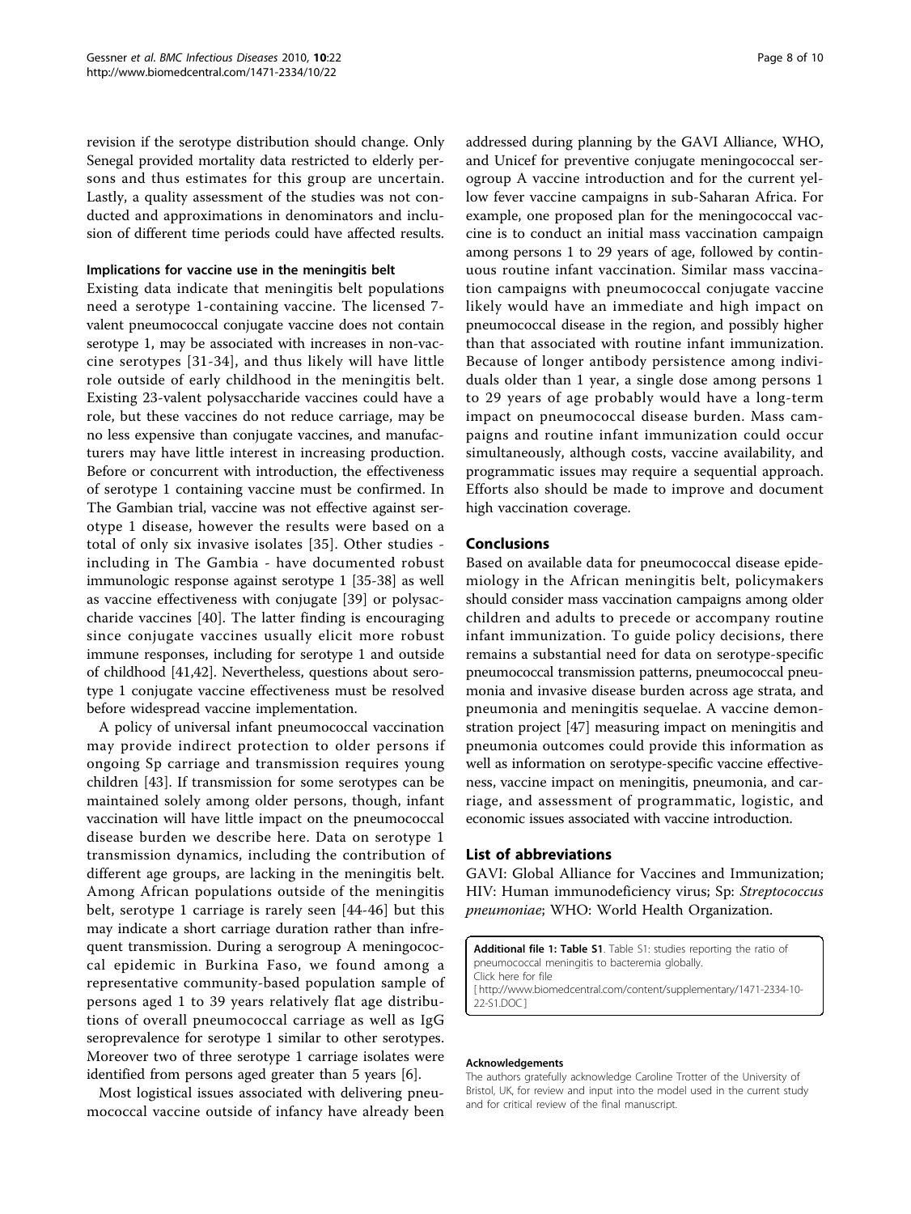revision if the serotype distribution should change. Only Senegal provided mortality data restricted to elderly persons and thus estimates for this group are uncertain. Lastly, a quality assessment of the studies was not conducted and approximations in denominators and inclusion of different time periods could have affected results.

#### Implications for vaccine use in the meningitis belt

Existing data indicate that meningitis belt populations need a serotype 1-containing vaccine. The licensed 7-valent pneumococcal conjugate vaccine does not contain serotype 1, may be associated with increases in non-vaccine serotypes [31-34], and thus likely will have little role outside of early childhood in the meningitis belt. Existing 23-valent polysaccharide vaccines could have a role, but these vaccines do not reduce carriage, may be no less expensive than conjugate vaccines, and manufacturers may have little interest in increasing production. Before or concurrent with introduction, the effectiveness of serotype 1 containing vaccine must be confirmed. In The Gambian trial, vaccine was not effective against serotype 1 disease, however the results were based on a total of only six invasive isolates [35]. Other studies - including in The Gambia - have documented robust immunologic response against serotype 1 [35-38] as well as vaccine effectiveness with conjugate [39] or polysaccharide vaccines [40]. The latter finding is encouraging since conjugate vaccines usually elicit more robust immune responses, including for serotype 1 and outside of childhood [41,42]. Nevertheless, questions about serotype 1 conjugate vaccine effectiveness must be resolved before widespread vaccine implementation.

A policy of universal infant pneumococcal vaccination may provide indirect protection to older persons if ongoing Sp carriage and transmission requires young children [43]. If transmission for some serotypes can be maintained solely among older persons, though, infant vaccination will have little impact on the pneumococcal disease burden we describe here. Data on serotype 1 transmission dynamics, including the contribution of different age groups, are lacking in the meningitis belt. Among African populations outside of the meningitis belt, serotype 1 carriage is rarely seen [44-46] but this may indicate a short carriage duration rather than infrequent transmission. During a serogroup A meningococcal epidemic in Burkina Faso, we found among a representative community-based population sample of persons aged 1 to 39 years relatively flat age distributions of overall pneumococcal carriage as well as IgG seroprevalence for serotype 1 similar to other serotypes. Moreover two of three serotype 1 carriage isolates were identified from persons aged greater than 5 years [6].

Most logistical issues associated with delivering pneumococcal vaccine outside of infancy have already been addressed during planning by the GAVI Alliance, WHO, and Unicef for preventive conjugate meningococcal serogroup A vaccine introduction and for the current yellow fever vaccine campaigns in sub-Saharan Africa. For example, one proposed plan for the meningococcal vaccine is to conduct an initial mass vaccination campaign among persons 1 to 29 years of age, followed by continuous routine infant vaccination. Similar mass vaccination campaigns with pneumococcal conjugate vaccine likely would have an immediate and high impact on pneumococcal disease in the region, and possibly higher than that associated with routine infant immunization. Because of longer antibody persistence among individuals older than 1 year, a single dose among persons 1 to 29 years of age probably would have a long-term impact on pneumococcal disease burden. Mass campaigns and routine infant immunization could occur simultaneously, although costs, vaccine availability, and programmatic issues may require a sequential approach. Efforts also should be made to improve and document high vaccination coverage.

## Conclusions

Based on available data for pneumococcal disease epidemiology in the African meningitis belt, policymakers should consider mass vaccination campaigns among older children and adults to precede or accompany routine infant immunization. To guide policy decisions, there remains a substantial need for data on serotype-specific pneumococcal transmission patterns, pneumococcal pneumonia and invasive disease burden across age strata, and pneumonia and meningitis sequelae. A vaccine demonstration project [47] measuring impact on meningitis and pneumonia outcomes could provide this information as well as information on serotype-specific vaccine effectiveness, vaccine impact on meningitis, pneumonia, and carriage, and assessment of programmatic, logistic, and economic issues associated with vaccine introduction.

## List of abbreviations

GAVI: Global Alliance for Vaccines and Immunization; HIV: Human immunodeficiency virus; Sp: *Streptococcus pneumoniae*; WHO: World Health Organization.

**Additional file 1: Table S1**. Table S1: studies reporting the ratio of pneumococcal meningitis to bacteremia globally.
Click here for file
[ http://www.biomedcentral.com/content/supplementary/1471-2334-10-22-S1.DOC ]

#### Acknowledgements

The authors gratefully acknowledge Caroline Trotter of the University of Bristol, UK, for review and input into the model used in the current study and for critical review of the final manuscript.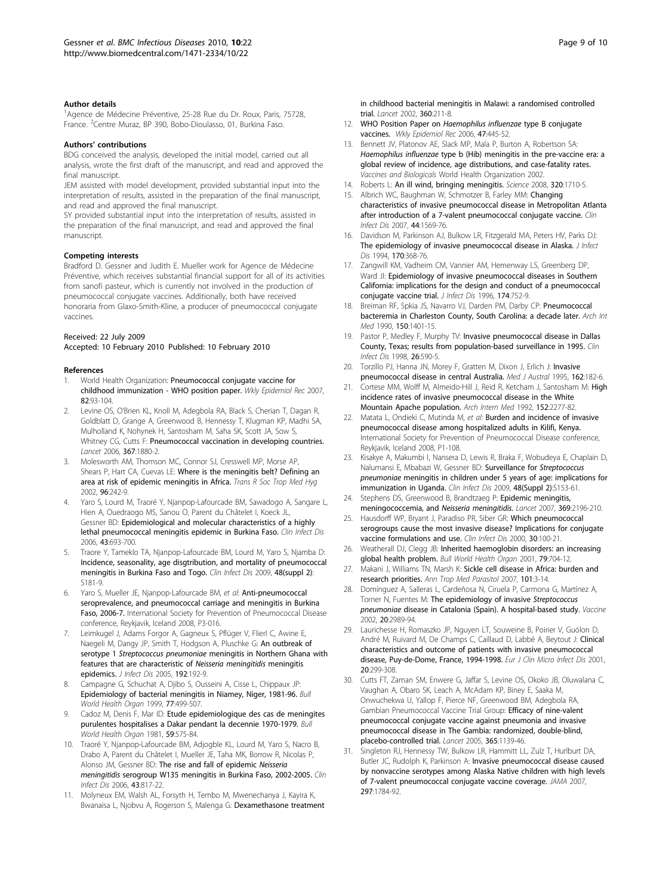### Author details

[1]Agence de Médecine Préventive, 25-28 Rue du Dr. Roux, Paris, 75728, France. [2]Centre Muraz, BP 390, Bobo-Dioulasso, 01, Burkina Faso.

### Authors' contributions

BDG conceived the analysis, developed the initial model, carried out all analysis, wrote the first draft of the manuscript, and read and approved the final manuscript.

JEM assisted with model development, provided substantial input into the interpretation of results, assisted in the preparation of the final manuscript, and read and approved the final manuscript.

SY provided substantial input into the interpretation of results, assisted in the preparation of the final manuscript, and read and approved the final manuscript.

### Competing interests

Bradford D. Gessner and Judith E. Mueller work for Agence de Médecine Préventive, which receives substantial financial support for all of its activities from sanofi pasteur, which is currently not involved in the production of pneumococcal conjugate vaccines. Additionally, both have received honoraria from Glaxo-Smith-Kline, a producer of pneumococcal conjugate vaccines.

Received: 22 July 2009
Accepted: 10 February 2010 Published: 10 February 2010

### References

1. World Health Organization: **Pneumococcal conjugate vaccine for childhood immunization - WHO position paper.** *Wkly Epidemiol Rec* 2007, **82**:93-104.
2. Levine OS, O'Brien KL, Knoll M, Adegbola RA, Black S, Cherian T, Dagan R, Goldblatt D, Grange A, Greenwood B, Hennessy T, Klugman KP, Madhi SA, Mulholland K, Nohynek H, Santosham M, Saha SK, Scott JA, Sow S, Whitney CG, Cutts F: **Pneumococcal vaccination in developing countries.** *Lancet* 2006, **367**:1880-2.
3. Molesworth AM, Thomson MC, Connor SJ, Cresswell MP, Morse AP, Shears P, Hart CA, Cuevas LE: **Where is the meningitis belt? Defining an area at risk of epidemic meningitis in Africa.** *Trans R Soc Trop Med Hyg* 2002, **96**:242-9.
4. Yaro S, Lourd M, Traoré Y, Njanpop-Lafourcade BM, Sawadogo A, Sangare L, Hien A, Ouedraogo MS, Sanou O, Parent du Châtelet I, Koeck JL, Gessner BD: **Epidemiological and molecular characteristics of a highly lethal pneumococcal meningitis epidemic in Burkina Faso.** *Clin Infect Dis* 2006, **43**:693-700.
5. Traore Y, Tameklo TA, Njanpop-Lafourcade BM, Lourd M, Yaro S, Njamba D: **Incidence, seasonality, age disgtribution, and mortality of pneumococcal meningitis in Burkina Faso and Togo.** *Clin Infect Dis* 2009, **48(suppl 2)**: S181-9.
6. Yaro S, Mueller JE, Njanpop-Lafourcade BM, *et al*: **Anti-pneumococcal seroprevalence, and pneumococcal carriage and meningitis in Burkina Faso, 2006-7.** International Society for Prevention of Pneumococcal Disease conference, Reykjavik, Iceland 2008, P3-016.
7. Leimkugel J, Adams Forgor A, Gagneux S, Pflüger V, Flierl C, Awine E, Naegeli M, Dangy JP, Smith T, Hodgson A, Pluschke G: **An outbreak of serotype 1 *Streptococcus pneumoniae* meningitis in Northern Ghana with features that are characteristic of *Neisseria meningitidis* meningitis epidemics.** *J Infect Dis* 2005, **192**:192-9.
8. Campagne G, Schuchat A, Djibo S, Ousseini A, Cisse L, Chippaux JP: **Epidemiology of bacterial meningitis in Niamey, Niger, 1981-96.** *Bull World Health Organ* 1999, **77**:499-507.
9. Cadoz M, Denis F, Mar ID: **Etude epidemiologique des cas de meningites purulentes hospitalises a Dakar pendant la decennie 1970-1979.** *Bull World Health Organ* 1981, **59**:575-84.
10. Traoré Y, Njanpop-Lafourcade BM, Adjogble KL, Lourd M, Yaro S, Nacro B, Drabo A, Parent du Châtelet I, Mueller JE, Taha MK, Borrow R, Nicolas P, Alonso JM, Gessner BD: **The rise and fall of epidemic *Neisseria meningitidis* serogroup W135 meningitis in Burkina Faso, 2002-2005.** *Clin Infect Dis* 2006, **43**:817-22.
11. Molyneux EM, Walsh AL, Forsyth H, Tembo M, Mwenechanya J, Kayira K, Bwanaisa L, Njobvu A, Rogerson S, Malenga G: **Dexamethasone treatment in childhood bacterial meningitis in Malawi: a randomised controlled trial.** *Lancet* 2002, **360**:211-8.
12. WHO Position Paper on *Haemophilus influenzae* type B conjugate vaccines. *Wkly Epidemiol Rec* 2006, **47**:445-52.
13. Bennett JV, Platonov AE, Slack MP, Mala P, Burton A, Robertson SA: ***Haemophilus influenzae* type b (Hib) meningitis in the pre-vaccine era: a global review of incidence, age distributions, and case-fatality rates.** *Vaccines and Biologicals* World Health Organization 2002.
14. Roberts L: **An ill wind, bringing meningitis.** *Science* 2008, **320**:1710-5.
15. Albrich WC, Baughman W, Schmotzer B, Farley MM: **Changing characteristics of invasive pneumococcal disease in Metropolitan Atlanta after introduction of a 7-valent pneumococcal conjugate vaccine.** *Clin Infect Dis* 2007, **44**:1569-76.
16. Davidson M, Parkinson AJ, Bulkow LR, Fitzgerald MA, Peters HV, Parks DJ: **The epidemiology of invasive pneumococcal disease in Alaska.** *J Infect Dis* 1994, **170**:368-76.
17. Zangwill KM, Vadheim CM, Vannier AM, Hemenway LS, Greenberg DP, Ward JI: **Epidemiology of invasive pneumococcal diseases in Southern California: implications for the design and conduct of a pneumococcal conjugate vaccine trial.** *J Infect Dis* 1996, **174**:752-9.
18. Breiman RF, Spkia JS, Navarro VJ, Darden PM, Darby CP: **Pneumococcal bacteremia in Charleston County, South Carolina: a decade later.** *Arch Int Med* 1990, **150**:1401-15.
19. Pastor P, Medley F, Murphy TV: **Invasive pneumococcal disease in Dallas County, Texas; results from population-based surveillance in 1995.** *Clin Infect Dis* 1998, **26**:590-5.
20. Torzillo PJ, Hanna JN, Morey F, Gratten M, Dixon J, Erlich J: **Invasive pneumococcal disease in central Australia.** *Med J Austral* 1995, **162**:182-6.
21. Cortese MM, Wolff M, Almeido-Hill J, Reid R, Ketcham J, Santosham M: **High incidence rates of invasive pneumococcal disease in the White Mountain Apache population.** *Arch Intern Med* 1992, **152**:2277-82.
22. Matata L, Ondieki C, Mutinda M, *et al*: **Burden and incidence of invasive pneumococcal disease among hospitalized adults in Kilifi, Kenya.** International Society for Prevention of Pneumococcal Disease conference, Reykjavik, Iceland 2008, P1-108.
23. Kisakye A, Makumbi I, Nansera D, Lewis R, Braka F, Wobudeya E, Chaplain D, Nalumansi E, Mbabazi W, Gessner BD: **Surveillance for *Streptococcus pneumoniae* meningitis in children under 5 years of age: implications for immunization in Uganda.** *Clin Infect Dis* 2009, **48(Suppl 2)**:S153-61.
24. Stephens DS, Greenwood B, Brandtzaeg P: **Epidemic meningitis, meningococcemia, and *Neisseria meningitidis*.** *Lancet* 2007, **369**:2196-210.
25. Hausdorff WP, Bryant J, Paradiso PR, Siber GR: **Which pneumococcal serogroups cause the most invasive disease? Implications for conjugate vaccine formulations and use.** *Clin Infect Dis* 2000, **30**:100-21.
26. Weatherall DJ, Clegg JB: **Inherited haemoglobin disorders: an increasing global health problem.** *Bull World Health Organ* 2001, **79**:704-12.
27. Makani J, Williams TN, Marsh K: **Sickle cell disease in Africa: burden and research priorities.** *Ann Trop Med Parasitol* 2007, **101**:3-14.
28. Domínguez A, Salleras L, Cardeñosa N, Ciruela P, Carmona G, Martínez A, Torner N, Fuentes M: **The epidemiology of invasive *Streptococcus pneumoniae* disease in Catalonia (Spain). A hospital-based study.** *Vaccine* 2002, **20**:2989-94.
29. Laurichesse H, Romaszko JP, Nguyen LT, Souweine B, Poirier V, Guólon D, André M, Ruivard M, De Champs C, Caillaud D, Labbé A, Beytout J: **Clinical characteristics and outcome of patients with invasive pneumococcal disease, Puy-de-Dome, France, 1994-1998.** *Eur J Clin Micro Infect Dis* 2001, **20**:299-308.
30. Cutts FT, Zaman SM, Enwere G, Jaffar S, Levine OS, Okoko JB, Oluwalana C, Vaughan A, Obaro SK, Leach A, McAdam KP, Biney E, Saaka M, Onwuchekwa U, Yallop F, Pierce NF, Greenwood BM, Adegbola RA, Gambian Pneumococcal Vaccine Trial Group: **Efficacy of nine-valent pneumococcal conjugate vaccine against pneumonia and invasive pneumococcal disease in The Gambia: randomized, double-blind, placebo-controlled trial.** *Lancet* 2005, **365**:1139-46.
31. Singleton RJ, Hennessy TW, Bulkow LR, Hammitt LL, Zulz T, Hurlburt DA, Butler JC, Rudolph K, Parkinson A: **Invasive pneumococcal disease caused by nonvaccine serotypes among Alaska Native children with high levels of 7-valent pneumococcal conjugate vaccine coverage.** *JAMA* 2007, **297**:1784-92.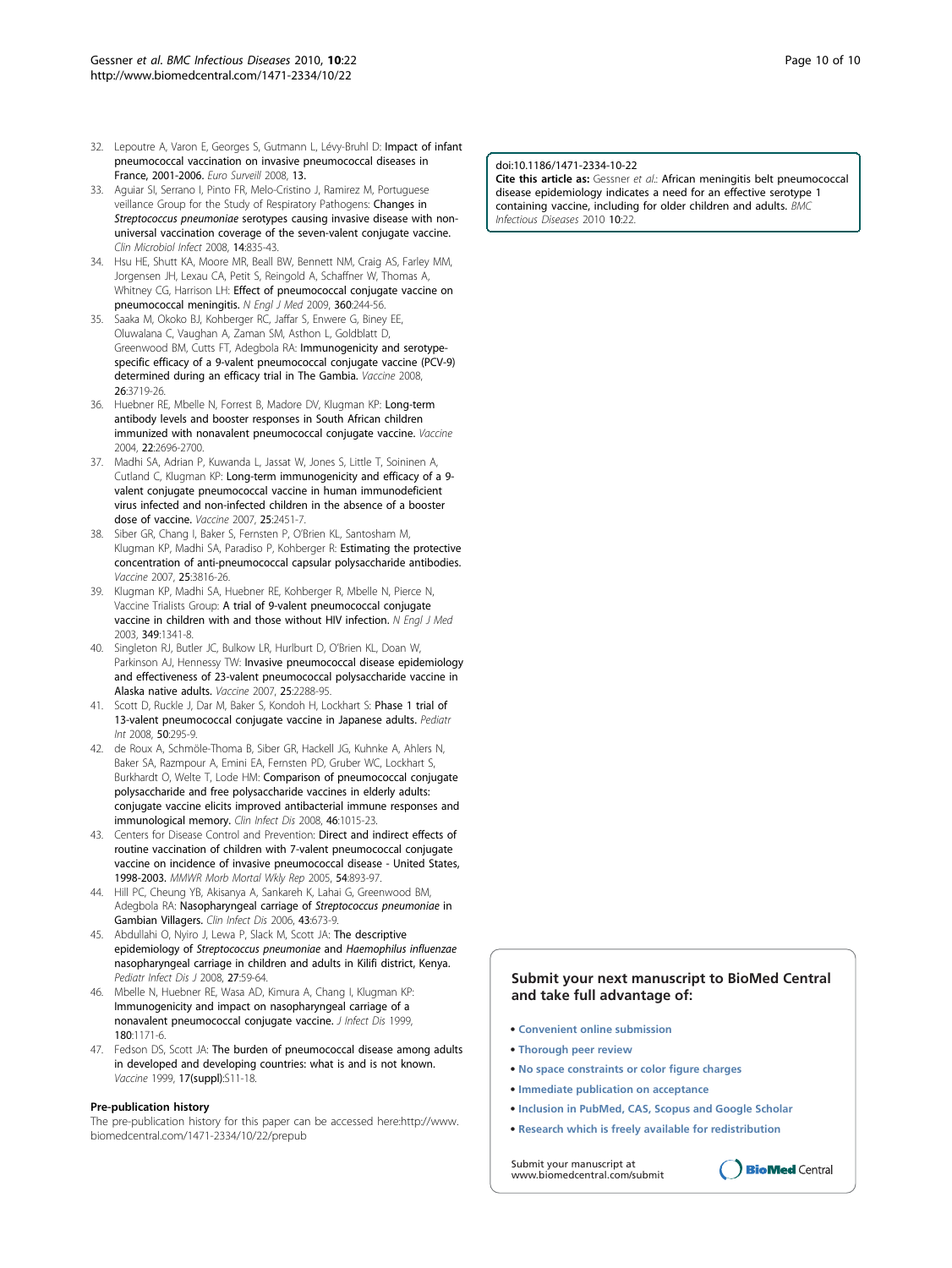32. Lepoutre A, Varon E, Georges S, Gutmann L, Lévy-Bruhl D: **Impact of infant pneumococcal vaccination on invasive pneumococcal diseases in France, 2001-2006.** *Euro Surveill* 2008, **13**.
33. Aguiar SI, Serrano I, Pinto FR, Melo-Cristino J, Ramirez M, Portuguese veillance Group for the Study of Respiratory Pathogens: **Changes in *Streptococcus pneumoniae* serotypes causing invasive disease with non-universal vaccination coverage of the seven-valent conjugate vaccine.** *Clin Microbiol Infect* 2008, **14**:835-43.
34. Hsu HE, Shutt KA, Moore MR, Beall BW, Bennett NM, Craig AS, Farley MM, Jorgensen JH, Lexau CA, Petit S, Reingold A, Schaffner W, Thomas A, Whitney CG, Harrison LH: **Effect of pneumococcal conjugate vaccine on pneumococcal meningitis.** *N Engl J Med* 2009, **360**:244-56.
35. Saaka M, Okoko BJ, Kohberger RC, Jaffar S, Enwere G, Biney EE, Oluwalana C, Vaughan A, Zaman SM, Asthon L, Goldblatt D, Greenwood BM, Cutts FT, Adegbola RA: **Immunogenicity and serotype-specific efficacy of a 9-valent pneumococcal conjugate vaccine (PCV-9) determined during an efficacy trial in The Gambia.** *Vaccine* 2008, **26**:3719-26.
36. Huebner RE, Mbelle N, Forrest B, Madore DV, Klugman KP: **Long-term antibody levels and booster responses in South African children immunized with nonavalent pneumococcal conjugate vaccine.** *Vaccine* 2004, **22**:2696-2700.
37. Madhi SA, Adrian P, Kuwanda L, Jassat W, Jones S, Little T, Soininen A, Cutland C, Klugman KP: **Long-term immunogenicity and efficacy of a 9-valent conjugate pneumococcal vaccine in human immunodeficient virus infected and non-infected children in the absence of a booster dose of vaccine.** *Vaccine* 2007, **25**:2451-7.
38. Siber GR, Chang I, Baker S, Fernsten P, O'Brien KL, Santosham M, Klugman KP, Madhi SA, Paradiso P, Kohberger R: **Estimating the protective concentration of anti-pneumococcal capsular polysaccharide antibodies.** *Vaccine* 2007, **25**:3816-26.
39. Klugman KP, Madhi SA, Huebner RE, Kohberger R, Mbelle N, Pierce N, Vaccine Trialists Group: **A trial of 9-valent pneumococcal conjugate vaccine in children with and those without HIV infection.** *N Engl J Med* 2003, **349**:1341-8.
40. Singleton RJ, Butler JC, Bulkow LR, Hurlburt D, O'Brien KL, Doan W, Parkinson AJ, Hennessy TW: **Invasive pneumococcal disease epidemiology and effectiveness of 23-valent pneumococcal polysaccharide vaccine in Alaska native adults.** *Vaccine* 2007, **25**:2288-95.
41. Scott D, Ruckle J, Dar M, Baker S, Kondoh H, Lockhart S: **Phase 1 trial of 13-valent pneumococcal conjugate vaccine in Japanese adults.** *Pediatr Int* 2008, **50**:295-9.
42. de Roux A, Schmöle-Thoma B, Siber GR, Hackell JG, Kuhnke A, Ahlers N, Baker SA, Razmpour A, Emini EA, Fernsten PD, Gruber WC, Lockhart S, Burkhardt O, Welte T, Lode HM: **Comparison of pneumococcal conjugate polysaccharide and free polysaccharide vaccines in elderly adults: conjugate vaccine elicits improved antibacterial immune responses and immunological memory.** *Clin Infect Dis* 2008, **46**:1015-23.
43. Centers for Disease Control and Prevention: **Direct and indirect effects of routine vaccination of children with 7-valent pneumococcal conjugate vaccine on incidence of invasive pneumococcal disease - United States, 1998-2003.** *MMWR Morb Mortal Wkly Rep* 2005, **54**:893-97.
44. Hill PC, Cheung YB, Akisanya A, Sankareh K, Lahai G, Greenwood BM, Adegbola RA: **Nasopharyngeal carriage of *Streptococcus pneumoniae* in Gambian Villagers.** *Clin Infect Dis* 2006, **43**:673-9.
45. Abdullahi O, Nyiro J, Lewa P, Slack M, Scott JA: **The descriptive epidemiology of *Streptococcus pneumoniae* and *Haemophilus influenzae* nasopharyngeal carriage in children and adults in Kilifi district, Kenya.** *Pediatr Infect Dis J* 2008, **27**:59-64.
46. Mbelle N, Huebner RE, Wasa AD, Kimura A, Chang I, Klugman KP: **Immunogenicity and impact on nasopharyngeal carriage of a nonavalent pneumococcal conjugate vaccine.** *J Infect Dis* 1999, **180**:1171-6.
47. Fedson DS, Scott JA: **The burden of pneumococcal disease among adults in developed and developing countries: what is and is not known.** *Vaccine* 1999, **17(suppl)**:S11-18.

#### Pre-publication history

The pre-publication history for this paper can be accessed here:http://www.biomedcentral.com/1471-2334/10/22/prepub

doi:10.1186/1471-2334-10-22

**Cite this article as:** Gessner *et al.*: African meningitis belt pneumococcal disease epidemiology indicates a need for an effective serotype 1 containing vaccine, including for older children and adults. *BMC Infectious Diseases* 2010 **10**:22.